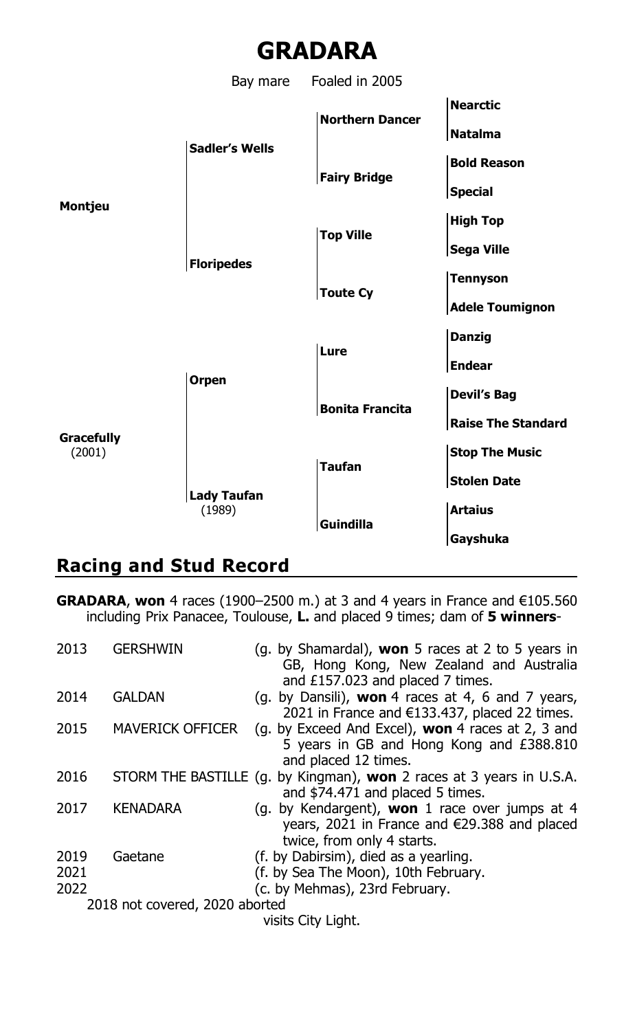# GRADARA

Bay mare Foaled in 2005

| | | | |
|---|---|---|---|
| **Montjeu** | **Sadler's Wells** | **Northern Dancer** | **Nearctic** |
| | | | **Natalma** |
| | | **Fairy Bridge** | **Bold Reason** |
| | | | **Special** |
| | **Floripedes** | **Top Ville** | **High Top** |
| | | | **Sega Ville** |
| | | **Toute Cy** | **Tennyson** |
| | | | **Adele Toumignon** |
| **Gracefully** (2001) | **Orpen** | **Lure** | **Danzig** |
| | | | **Endear** |
| | | **Bonita Francita** | **Devil's Bag** |
| | | | **Raise The Standard** |
| | **Lady Taufan** (1989) | **Taufan** | **Stop The Music** |
| | | | **Stolen Date** |
| | | **Guindilla** | **Artaius** |
| | | | **Gayshuka** |

## Racing and Stud Record

**GRADARA**, **won** 4 races (1900–2500 m.) at 3 and 4 years in France and €105.560 including Prix Panacee, Toulouse, **L.** and placed 9 times; dam of **5 winners**-

| | | |
|---|---|---|
| 2013 | GERSHWIN | (g. by Shamardal), **won** 5 races at 2 to 5 years in GB, Hong Kong, New Zealand and Australia and £157.023 and placed 7 times. |
| 2014 | GALDAN | (g. by Dansili), **won** 4 races at 4, 6 and 7 years, 2021 in France and €133.437, placed 22 times. |
| 2015 | MAVERICK OFFICER | (g. by Exceed And Excel), **won** 4 races at 2, 3 and 5 years in GB and Hong Kong and £388.810 and placed 12 times. |
| 2016 | STORM THE BASTILLE | (g. by Kingman), **won** 2 races at 3 years in U.S.A. and $74.471 and placed 5 times. |
| 2017 | KENADARA | (g. by Kendargent), **won** 1 race over jumps at 4 years, 2021 in France and €29.388 and placed twice, from only 4 starts. |
| 2019 | Gaetane | (f. by Dabirsim), died as a yearling. |
| 2021 | | (f. by Sea The Moon), 10th February. |
| 2022 | | (c. by Mehmas), 23rd February. |

2018 not covered, 2020 aborted

visits City Light.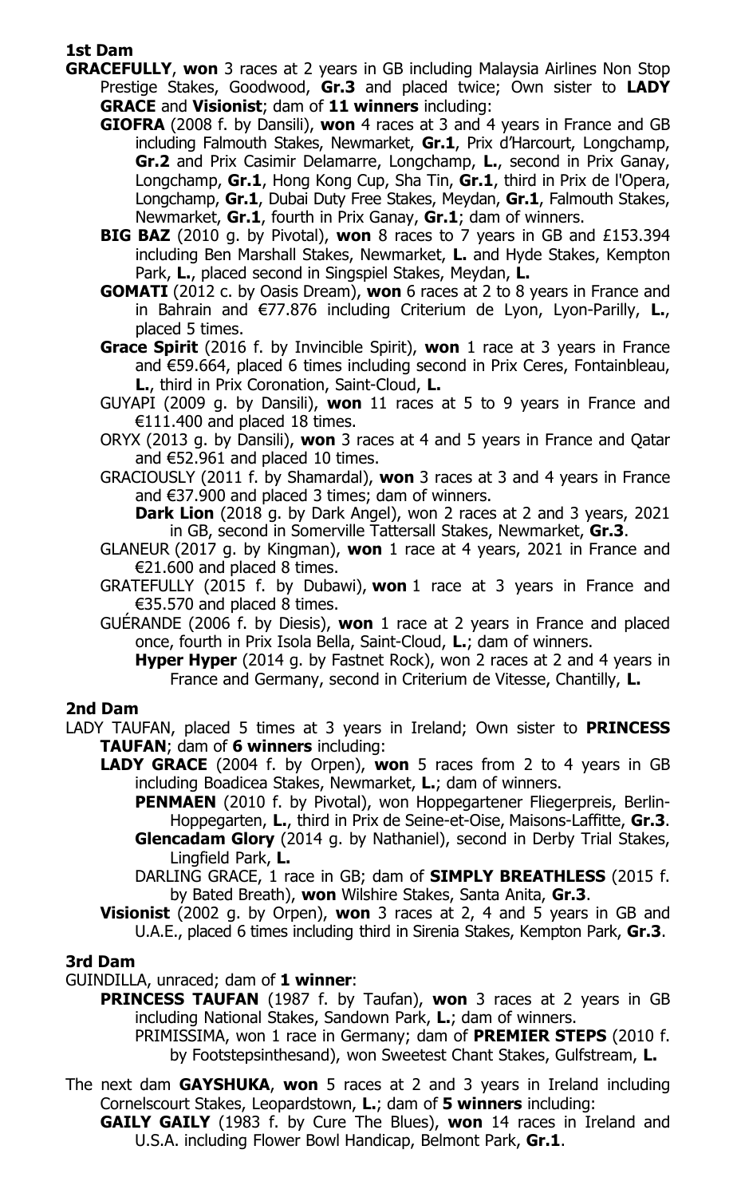## 1st Dam

**GRACEFULLY**, **won** 3 races at 2 years in GB including Malaysia Airlines Non Stop Prestige Stakes, Goodwood, **Gr.3** and placed twice; Own sister to **LADY GRACE** and **Visionist**; dam of **11 winners** including:

- **GIOFRA** (2008 f. by Dansili), **won** 4 races at 3 and 4 years in France and GB including Falmouth Stakes, Newmarket, **Gr.1**, Prix d'Harcourt, Longchamp, **Gr.2** and Prix Casimir Delamarre, Longchamp, **L.**, second in Prix Ganay, Longchamp, **Gr.1**, Hong Kong Cup, Sha Tin, **Gr.1**, third in Prix de l'Opera, Longchamp, **Gr.1**, Dubai Duty Free Stakes, Meydan, **Gr.1**, Falmouth Stakes, Newmarket, **Gr.1**, fourth in Prix Ganay, **Gr.1**; dam of winners.
- **BIG BAZ** (2010 g. by Pivotal), **won** 8 races to 7 years in GB and £153.394 including Ben Marshall Stakes, Newmarket, **L.** and Hyde Stakes, Kempton Park, **L.**, placed second in Singspiel Stakes, Meydan, **L.**
- **GOMATI** (2012 c. by Oasis Dream), **won** 6 races at 2 to 8 years in France and in Bahrain and €77.876 including Criterium de Lyon, Lyon-Parilly, **L.**, placed 5 times.
- **Grace Spirit** (2016 f. by Invincible Spirit), **won** 1 race at 3 years in France and €59.664, placed 6 times including second in Prix Ceres, Fontainbleau, **L.**, third in Prix Coronation, Saint-Cloud, **L.**
- GUYAPI (2009 g. by Dansili), **won** 11 races at 5 to 9 years in France and €111.400 and placed 18 times.
- ORYX (2013 g. by Dansili), **won** 3 races at 4 and 5 years in France and Qatar and €52.961 and placed 10 times.
- GRACIOUSLY (2011 f. by Shamardal), **won** 3 races at 3 and 4 years in France and €37.900 and placed 3 times; dam of winners.
  - **Dark Lion** (2018 g. by Dark Angel), won 2 races at 2 and 3 years, 2021 in GB, second in Somerville Tattersall Stakes, Newmarket, **Gr.3**.
- GLANEUR (2017 g. by Kingman), **won** 1 race at 4 years, 2021 in France and €21.600 and placed 8 times.
- GRATEFULLY (2015 f. by Dubawi), **won** 1 race at 3 years in France and €35.570 and placed 8 times.
- GUÉRANDE (2006 f. by Diesis), **won** 1 race at 2 years in France and placed once, fourth in Prix Isola Bella, Saint-Cloud, **L.**; dam of winners.
  - **Hyper Hyper** (2014 g. by Fastnet Rock), won 2 races at 2 and 4 years in France and Germany, second in Criterium de Vitesse, Chantilly, **L.**

## 2nd Dam

LADY TAUFAN, placed 5 times at 3 years in Ireland; Own sister to **PRINCESS TAUFAN**; dam of **6 winners** including:

- **LADY GRACE** (2004 f. by Orpen), **won** 5 races from 2 to 4 years in GB including Boadicea Stakes, Newmarket, **L.**; dam of winners.
  - **PENMAEN** (2010 f. by Pivotal), won Hoppegartener Fliegerpreis, Berlin-Hoppegarten, **L.**, third in Prix de Seine-et-Oise, Maisons-Laffitte, **Gr.3**.
  - **Glencadam Glory** (2014 g. by Nathaniel), second in Derby Trial Stakes, Lingfield Park, **L.**
  - DARLING GRACE, 1 race in GB; dam of **SIMPLY BREATHLESS** (2015 f. by Bated Breath), **won** Wilshire Stakes, Santa Anita, **Gr.3**.
- **Visionist** (2002 g. by Orpen), **won** 3 races at 2, 4 and 5 years in GB and U.A.E., placed 6 times including third in Sirenia Stakes, Kempton Park, **Gr.3**.

## 3rd Dam

GUINDILLA, unraced; dam of **1 winner**:

- **PRINCESS TAUFAN** (1987 f. by Taufan), **won** 3 races at 2 years in GB including National Stakes, Sandown Park, **L.**; dam of winners.
  - PRIMISSIMA, won 1 race in Germany; dam of **PREMIER STEPS** (2010 f. by Footstepsinthesand), won Sweetest Chant Stakes, Gulfstream, **L.**

The next dam **GAYSHUKA**, **won** 5 races at 2 and 3 years in Ireland including Cornelscourt Stakes, Leopardstown, **L.**; dam of **5 winners** including:

- **GAILY GAILY** (1983 f. by Cure The Blues), **won** 14 races in Ireland and U.S.A. including Flower Bowl Handicap, Belmont Park, **Gr.1**.